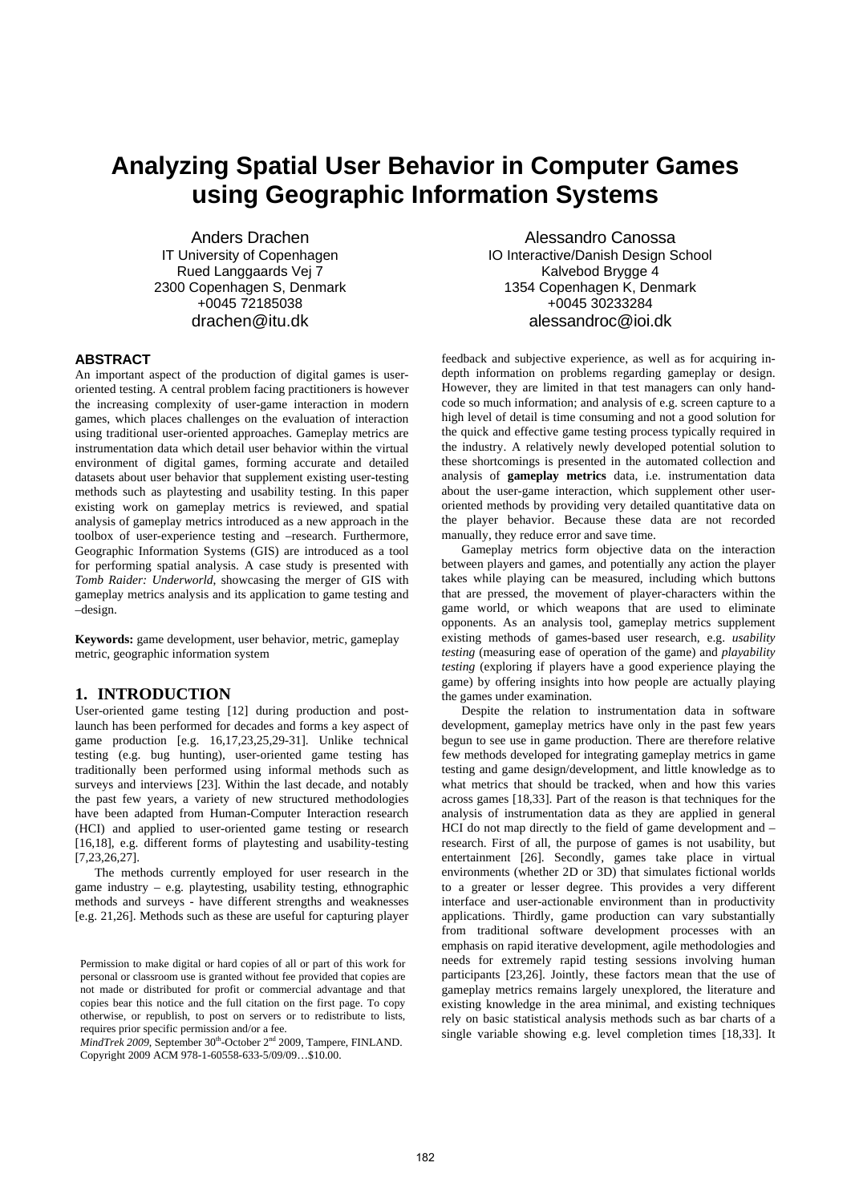# Analyzing Spatial User Behavior in Computer Games using Geographic Information Systems

Anders Drachen
IT University of Copenhagen
Rued Langgaards Vej 7
2300 Copenhagen S, Denmark
+0045 72185038
drachen@itu.dk

Alessandro Canossa
IO Interactive/Danish Design School
Kalvebod Brygge 4
1354 Copenhagen K, Denmark
+0045 30233284
alessandroc@ioi.dk

## ABSTRACT

An important aspect of the production of digital games is user-oriented testing. A central problem facing practitioners is however the increasing complexity of user-game interaction in modern games, which places challenges on the evaluation of interaction using traditional user-oriented approaches. Gameplay metrics are instrumentation data which detail user behavior within the virtual environment of digital games, forming accurate and detailed datasets about user behavior that supplement existing user-testing methods such as playtesting and usability testing. In this paper existing work on gameplay metrics is reviewed, and spatial analysis of gameplay metrics introduced as a new approach in the toolbox of user-experience testing and –research. Furthermore, Geographic Information Systems (GIS) are introduced as a tool for performing spatial analysis. A case study is presented with *Tomb Raider: Underworld*, showcasing the merger of GIS with gameplay metrics analysis and its application to game testing and –design.

**Keywords:** game development, user behavior, metric, gameplay metric, geographic information system

## 1. INTRODUCTION

User-oriented game testing [12] during production and post-launch has been performed for decades and forms a key aspect of game production [e.g. 16,17,23,25,29-31]. Unlike technical testing (e.g. bug hunting), user-oriented game testing has traditionally been performed using informal methods such as surveys and interviews [23]. Within the last decade, and notably the past few years, a variety of new structured methodologies have been adapted from Human-Computer Interaction research (HCI) and applied to user-oriented game testing or research [16,18], e.g. different forms of playtesting and usability-testing [7,23,26,27].

The methods currently employed for user research in the game industry – e.g. playtesting, usability testing, ethnographic methods and surveys - have different strengths and weaknesses [e.g. 21,26]. Methods such as these are useful for capturing player feedback and subjective experience, as well as for acquiring in-depth information on problems regarding gameplay or design. However, they are limited in that test managers can only hand-code so much information; and analysis of e.g. screen capture to a high level of detail is time consuming and not a good solution for the quick and effective game testing process typically required in the industry. A relatively newly developed potential solution to these shortcomings is presented in the automated collection and analysis of **gameplay metrics** data, i.e. instrumentation data about the user-game interaction, which supplement other user-oriented methods by providing very detailed quantitative data on the player behavior. Because these data are not recorded manually, they reduce error and save time.

Gameplay metrics form objective data on the interaction between players and games, and potentially any action the player takes while playing can be measured, including which buttons that are pressed, the movement of player-characters within the game world, or which weapons that are used to eliminate opponents. As an analysis tool, gameplay metrics supplement existing methods of games-based user research, e.g. *usability testing* (measuring ease of operation of the game) and *playability testing* (exploring if players have a good experience playing the game) by offering insights into how people are actually playing the games under examination.

Despite the relation to instrumentation data in software development, gameplay metrics have only in the past few years begun to see use in game production. There are therefore relative few methods developed for integrating gameplay metrics in game testing and game design/development, and little knowledge as to what metrics that should be tracked, when and how this varies across games [18,33]. Part of the reason is that techniques for the analysis of instrumentation data as they are applied in general HCI do not map directly to the field of game development and –research. First of all, the purpose of games is not usability, but entertainment [26]. Secondly, games take place in virtual environments (whether 2D or 3D) that simulates fictional worlds to a greater or lesser degree. This provides a very different interface and user-actionable environment than in productivity applications. Thirdly, game production can vary substantially from traditional software development processes with an emphasis on rapid iterative development, agile methodologies and needs for extremely rapid testing sessions involving human participants [23,26]. Jointly, these factors mean that the use of gameplay metrics remains largely unexplored, the literature and existing knowledge in the area minimal, and existing techniques rely on basic statistical analysis methods such as bar charts of a single variable showing e.g. level completion times [18,33]. It

Permission to make digital or hard copies of all or part of this work for personal or classroom use is granted without fee provided that copies are not made or distributed for profit or commercial advantage and that copies bear this notice and the full citation on the first page. To copy otherwise, or republish, to post on servers or to redistribute to lists, requires prior specific permission and/or a fee.
*MindTrek 2009*, September 30th-October 2nd 2009, Tampere, FINLAND.
Copyright 2009 ACM 978-1-60558-633-5/09/09…$10.00.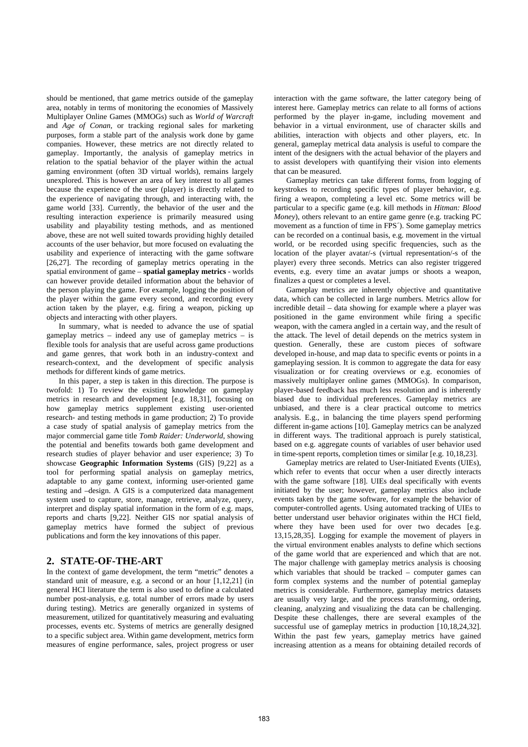should be mentioned, that game metrics outside of the gameplay area, notably in terms of monitoring the economies of Massively Multiplayer Online Games (MMOGs) such as *World of Warcraft* and *Age of Conan*, or tracking regional sales for marketing purposes, form a stable part of the analysis work done by game companies. However, these metrics are not directly related to gameplay. Importantly, the analysis of gameplay metrics in relation to the spatial behavior of the player within the actual gaming environment (often 3D virtual worlds), remains largely unexplored. This is however an area of key interest to all games because the experience of the user (player) is directly related to the experience of navigating through, and interacting with, the game world [33]. Currently, the behavior of the user and the resulting interaction experience is primarily measured using usability and playability testing methods, and as mentioned above, these are not well suited towards providing highly detailed accounts of the user behavior, but more focused on evaluating the usability and experience of interacting with the game software [26,27]. The recording of gameplay metrics operating in the spatial environment of game – **spatial gameplay metrics** - worlds can however provide detailed information about the behavior of the person playing the game. For example, logging the position of the player within the game every second, and recording every action taken by the player, e.g. firing a weapon, picking up objects and interacting with other players.

In summary, what is needed to advance the use of spatial gameplay metrics – indeed any use of gameplay metrics – is flexible tools for analysis that are useful across game productions and game genres, that work both in an industry-context and research-context, and the development of specific analysis methods for different kinds of game metrics.

In this paper, a step is taken in this direction. The purpose is twofold: 1) To review the existing knowledge on gameplay metrics in research and development [e.g. 18,31], focusing on how gameplay metrics supplement existing user-oriented research- and testing methods in game production; 2) To provide a case study of spatial analysis of gameplay metrics from the major commercial game title *Tomb Raider: Underworld*, showing the potential and benefits towards both game development and research studies of player behavior and user experience; 3) To showcase **Geographic Information Systems** (GIS) [9,22] as a tool for performing spatial analysis on gameplay metrics, adaptable to any game context, informing user-oriented game testing and –design. A GIS is a computerized data management system used to capture, store, manage, retrieve, analyze, query, interpret and display spatial information in the form of e.g. maps, reports and charts [9,22]. Neither GIS nor spatial analysis of gameplay metrics have formed the subject of previous publications and form the key innovations of this paper.

## 2. STATE-OF-THE-ART

In the context of game development, the term "metric" denotes a standard unit of measure, e.g. a second or an hour [1,12,21] (in general HCI literature the term is also used to define a calculated number post-analysis, e.g. total number of errors made by users during testing). Metrics are generally organized in systems of measurement, utilized for quantitatively measuring and evaluating processes, events etc. Systems of metrics are generally designed to a specific subject area. Within game development, metrics form measures of engine performance, sales, project progress or user interaction with the game software, the latter category being of interest here. Gameplay metrics can relate to all forms of actions performed by the player in-game, including movement and behavior in a virtual environment, use of character skills and abilities, interaction with objects and other players, etc. In general, gameplay metrical data analysis is useful to compare the intent of the designers with the actual behavior of the players and to assist developers with quantifying their vision into elements that can be measured.

Gameplay metrics can take different forms, from logging of keystrokes to recording specific types of player behavior, e.g. firing a weapon, completing a level etc. Some metrics will be particular to a specific game (e.g. kill methods in *Hitman: Blood Money*), others relevant to an entire game genre (e.g. tracking PC movement as a function of time in FPS´). Some gameplay metrics can be recorded on a continual basis, e.g. movement in the virtual world, or be recorded using specific frequencies, such as the location of the player avatar/-s (virtual representation/-s of the player) every three seconds. Metrics can also register triggered events, e.g. every time an avatar jumps or shoots a weapon, finalizes a quest or completes a level.

Gameplay metrics are inherently objective and quantitative data, which can be collected in large numbers. Metrics allow for incredible detail – data showing for example where a player was positioned in the game environment while firing a specific weapon, with the camera angled in a certain way, and the result of the attack. The level of detail depends on the metrics system in question. Generally, these are custom pieces of software developed in-house, and map data to specific events or points in a gameplaying session. It is common to aggregate the data for easy visualization or for creating overviews or e.g. economies of massively multiplayer online games (MMOGs). In comparison, player-based feedback has much less resolution and is inherently biased due to individual preferences. Gameplay metrics are unbiased, and there is a clear practical outcome to metrics analysis. E.g., in balancing the time players spend performing different in-game actions [10]. Gameplay metrics can be analyzed in different ways. The traditional approach is purely statistical, based on e.g. aggregate counts of variables of user behavior used in time-spent reports, completion times or similar [e.g. 10,18,23].

Gameplay metrics are related to User-Initiated Events (UIEs), which refer to events that occur when a user directly interacts with the game software [18]. UIEs deal specifically with events initiated by the user; however, gameplay metrics also include events taken by the game software, for example the behavior of computer-controlled agents. Using automated tracking of UIEs to better understand user behavior originates within the HCI field, where they have been used for over two decades [e.g. 13,15,28,35]. Logging for example the movement of players in the virtual environment enables analysts to define which sections of the game world that are experienced and which that are not. The major challenge with gameplay metrics analysis is choosing which variables that should be tracked – computer games can form complex systems and the number of potential gameplay metrics is considerable. Furthermore, gameplay metrics datasets are usually very large, and the process transforming, ordering, cleaning, analyzing and visualizing the data can be challenging. Despite these challenges, there are several examples of the successful use of gameplay metrics in production [10,18,24,32]. Within the past few years, gameplay metrics have gained increasing attention as a means for obtaining detailed records of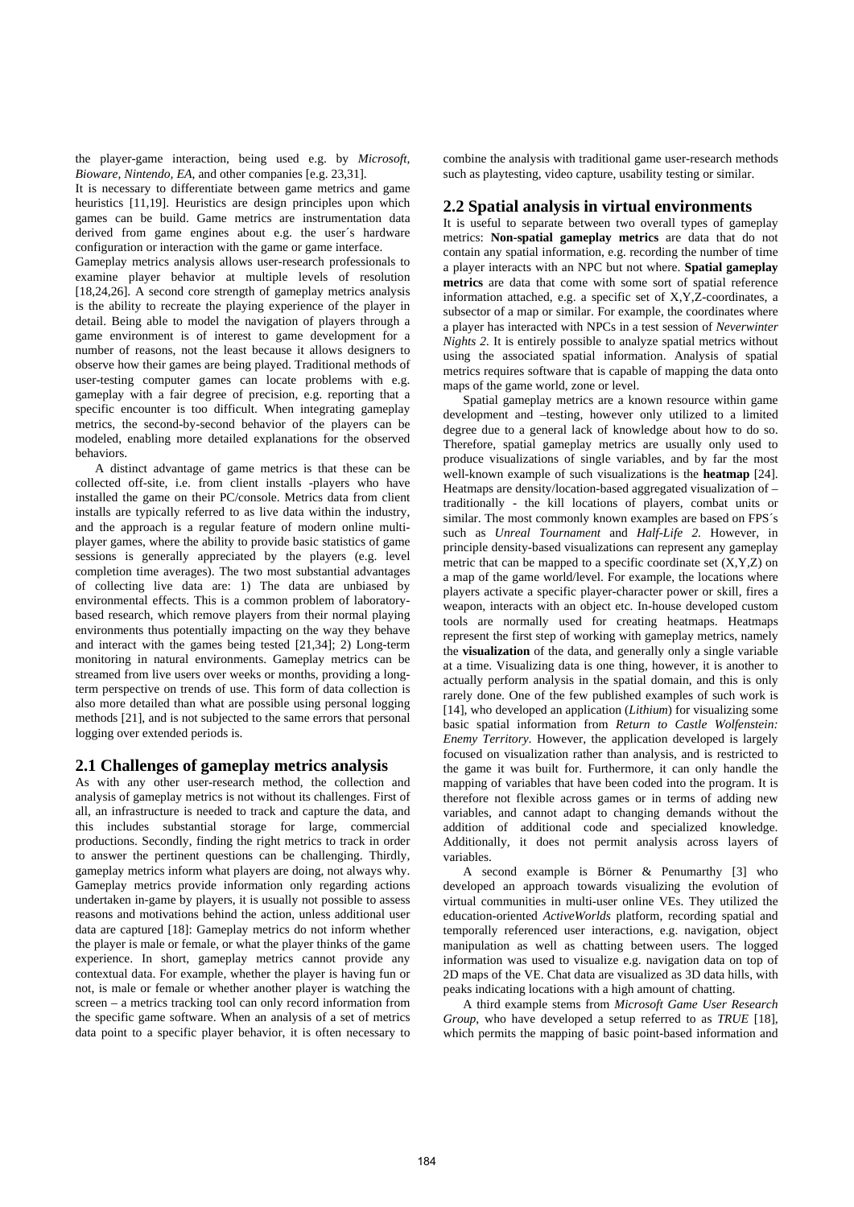the player-game interaction, being used e.g. by *Microsoft, Bioware, Nintendo, EA*, and other companies [e.g. 23,31].

It is necessary to differentiate between game metrics and game heuristics [11,19]. Heuristics are design principles upon which games can be build. Game metrics are instrumentation data derived from game engines about e.g. the user´s hardware configuration or interaction with the game or game interface.

Gameplay metrics analysis allows user-research professionals to examine player behavior at multiple levels of resolution [18,24,26]. A second core strength of gameplay metrics analysis is the ability to recreate the playing experience of the player in detail. Being able to model the navigation of players through a game environment is of interest to game development for a number of reasons, not the least because it allows designers to observe how their games are being played. Traditional methods of user-testing computer games can locate problems with e.g. gameplay with a fair degree of precision, e.g. reporting that a specific encounter is too difficult. When integrating gameplay metrics, the second-by-second behavior of the players can be modeled, enabling more detailed explanations for the observed behaviors.

A distinct advantage of game metrics is that these can be collected off-site, i.e. from client installs -players who have installed the game on their PC/console. Metrics data from client installs are typically referred to as live data within the industry, and the approach is a regular feature of modern online multi-player games, where the ability to provide basic statistics of game sessions is generally appreciated by the players (e.g. level completion time averages). The two most substantial advantages of collecting live data are: 1) The data are unbiased by environmental effects. This is a common problem of laboratory-based research, which remove players from their normal playing environments thus potentially impacting on the way they behave and interact with the games being tested [21,34]; 2) Long-term monitoring in natural environments. Gameplay metrics can be streamed from live users over weeks or months, providing a long-term perspective on trends of use. This form of data collection is also more detailed than what are possible using personal logging methods [21], and is not subjected to the same errors that personal logging over extended periods is.

## 2.1 Challenges of gameplay metrics analysis

As with any other user-research method, the collection and analysis of gameplay metrics is not without its challenges. First of all, an infrastructure is needed to track and capture the data, and this includes substantial storage for large, commercial productions. Secondly, finding the right metrics to track in order to answer the pertinent questions can be challenging. Thirdly, gameplay metrics inform what players are doing, not always why. Gameplay metrics provide information only regarding actions undertaken in-game by players, it is usually not possible to assess reasons and motivations behind the action, unless additional user data are captured [18]: Gameplay metrics do not inform whether the player is male or female, or what the player thinks of the game experience. In short, gameplay metrics cannot provide any contextual data. For example, whether the player is having fun or not, is male or female or whether another player is watching the screen – a metrics tracking tool can only record information from the specific game software. When an analysis of a set of metrics data point to a specific player behavior, it is often necessary to combine the analysis with traditional game user-research methods such as playtesting, video capture, usability testing or similar.

## 2.2 Spatial analysis in virtual environments

It is useful to separate between two overall types of gameplay metrics: **Non-spatial gameplay metrics** are data that do not contain any spatial information, e.g. recording the number of time a player interacts with an NPC but not where. **Spatial gameplay metrics** are data that come with some sort of spatial reference information attached, e.g. a specific set of X,Y,Z-coordinates, a subsector of a map or similar. For example, the coordinates where a player has interacted with NPCs in a test session of *Neverwinter Nights 2*. It is entirely possible to analyze spatial metrics without using the associated spatial information. Analysis of spatial metrics requires software that is capable of mapping the data onto maps of the game world, zone or level.

Spatial gameplay metrics are a known resource within game development and –testing, however only utilized to a limited degree due to a general lack of knowledge about how to do so. Therefore, spatial gameplay metrics are usually only used to produce visualizations of single variables, and by far the most well-known example of such visualizations is the **heatmap** [24]. Heatmaps are density/location-based aggregated visualization of – traditionally - the kill locations of players, combat units or similar. The most commonly known examples are based on FPS´s such as *Unreal Tournament* and *Half-Life 2*. However, in principle density-based visualizations can represent any gameplay metric that can be mapped to a specific coordinate set (X,Y,Z) on a map of the game world/level. For example, the locations where players activate a specific player-character power or skill, fires a weapon, interacts with an object etc. In-house developed custom tools are normally used for creating heatmaps. Heatmaps represent the first step of working with gameplay metrics, namely the **visualization** of the data, and generally only a single variable at a time. Visualizing data is one thing, however, it is another to actually perform analysis in the spatial domain, and this is only rarely done. One of the few published examples of such work is [14], who developed an application (*Lithium*) for visualizing some basic spatial information from *Return to Castle Wolfenstein: Enemy Territory*. However, the application developed is largely focused on visualization rather than analysis, and is restricted to the game it was built for. Furthermore, it can only handle the mapping of variables that have been coded into the program. It is therefore not flexible across games or in terms of adding new variables, and cannot adapt to changing demands without the addition of additional code and specialized knowledge. Additionally, it does not permit analysis across layers of variables.

A second example is Börner & Penumarthy [3] who developed an approach towards visualizing the evolution of virtual communities in multi-user online VEs. They utilized the education-oriented *ActiveWorlds* platform, recording spatial and temporally referenced user interactions, e.g. navigation, object manipulation as well as chatting between users. The logged information was used to visualize e.g. navigation data on top of 2D maps of the VE. Chat data are visualized as 3D data hills, with peaks indicating locations with a high amount of chatting.

A third example stems from *Microsoft Game User Research Group*, who have developed a setup referred to as *TRUE* [18], which permits the mapping of basic point-based information and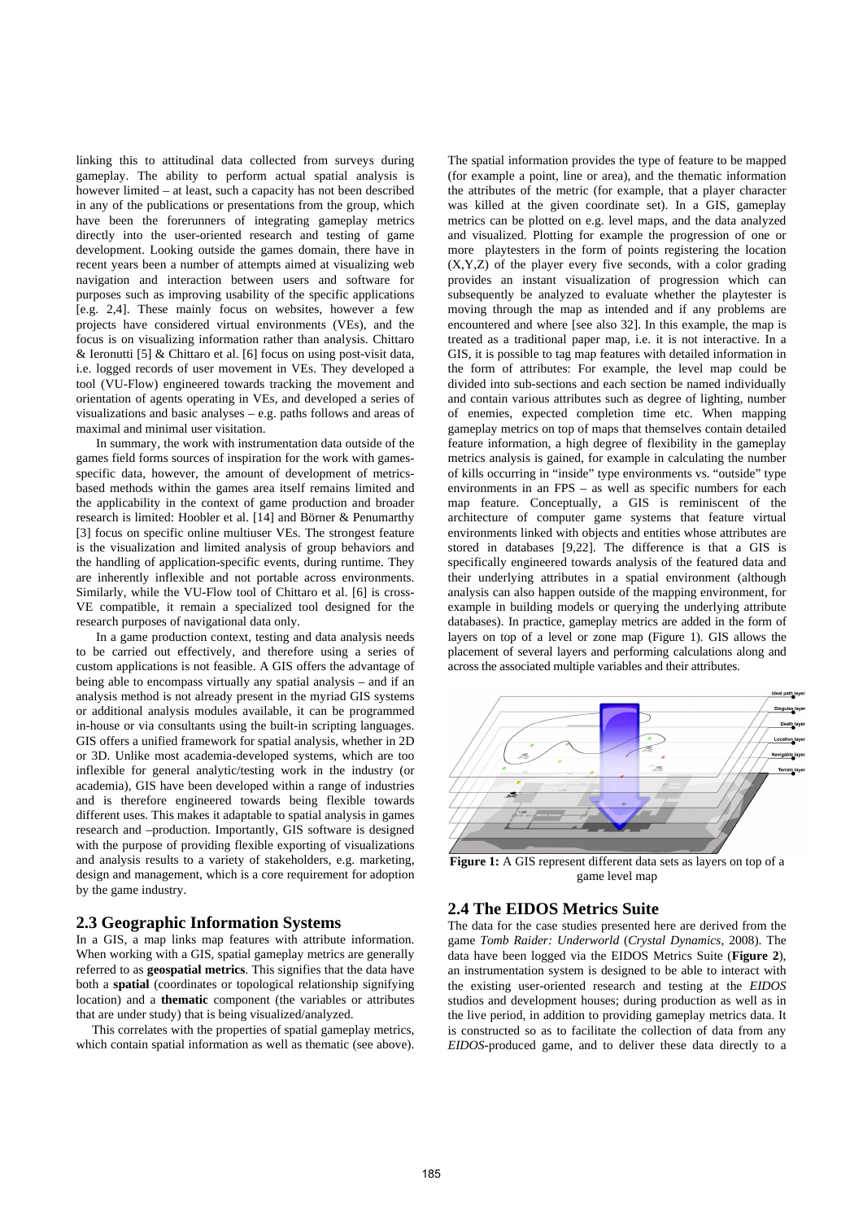linking this to attitudinal data collected from surveys during gameplay. The ability to perform actual spatial analysis is however limited – at least, such a capacity has not been described in any of the publications or presentations from the group, which have been the forerunners of integrating gameplay metrics directly into the user-oriented research and testing of game development. Looking outside the games domain, there have in recent years been a number of attempts aimed at visualizing web navigation and interaction between users and software for purposes such as improving usability of the specific applications [e.g. 2,4]. These mainly focus on websites, however a few projects have considered virtual environments (VEs), and the focus is on visualizing information rather than analysis. Chittaro & Ieronutti [5] & Chittaro et al. [6] focus on using post-visit data, i.e. logged records of user movement in VEs. They developed a tool (VU-Flow) engineered towards tracking the movement and orientation of agents operating in VEs, and developed a series of visualizations and basic analyses – e.g. paths follows and areas of maximal and minimal user visitation.

In summary, the work with instrumentation data outside of the games field forms sources of inspiration for the work with games-specific data, however, the amount of development of metrics-based methods within the games area itself remains limited and the applicability in the context of game production and broader research is limited: Hoobler et al. [14] and Börner & Penumarthy [3] focus on specific online multiuser VEs. The strongest feature is the visualization and limited analysis of group behaviors and the handling of application-specific events, during runtime. They are inherently inflexible and not portable across environments. Similarly, while the VU-Flow tool of Chittaro et al. [6] is cross-VE compatible, it remain a specialized tool designed for the research purposes of navigational data only.

In a game production context, testing and data analysis needs to be carried out effectively, and therefore using a series of custom applications is not feasible. A GIS offers the advantage of being able to encompass virtually any spatial analysis – and if an analysis method is not already present in the myriad GIS systems or additional analysis modules available, it can be programmed in-house or via consultants using the built-in scripting languages. GIS offers a unified framework for spatial analysis, whether in 2D or 3D. Unlike most academia-developed systems, which are too inflexible for general analytic/testing work in the industry (or academia), GIS have been developed within a range of industries and is therefore engineered towards being flexible towards different uses. This makes it adaptable to spatial analysis in games research and –production. Importantly, GIS software is designed with the purpose of providing flexible exporting of visualizations and analysis results to a variety of stakeholders, e.g. marketing, design and management, which is a core requirement for adoption by the game industry.

## 2.3 Geographic Information Systems

In a GIS, a map links map features with attribute information. When working with a GIS, spatial gameplay metrics are generally referred to as **geospatial metrics**. This signifies that the data have both a **spatial** (coordinates or topological relationship signifying location) and a **thematic** component (the variables or attributes that are under study) that is being visualized/analyzed.

This correlates with the properties of spatial gameplay metrics, which contain spatial information as well as thematic (see above). The spatial information provides the type of feature to be mapped (for example a point, line or area), and the thematic information the attributes of the metric (for example, that a player character was killed at the given coordinate set). In a GIS, gameplay metrics can be plotted on e.g. level maps, and the data analyzed and visualized. Plotting for example the progression of one or more playtesters in the form of points registering the location (X,Y,Z) of the player every five seconds, with a color grading provides an instant visualization of progression which can subsequently be analyzed to evaluate whether the playtester is moving through the map as intended and if any problems are encountered and where [see also 32]. In this example, the map is treated as a traditional paper map, i.e. it is not interactive. In a GIS, it is possible to tag map features with detailed information in the form of attributes: For example, the level map could be divided into sub-sections and each section be named individually and contain various attributes such as degree of lighting, number of enemies, expected completion time etc. When mapping gameplay metrics on top of maps that themselves contain detailed feature information, a high degree of flexibility in the gameplay metrics analysis is gained, for example in calculating the number of kills occurring in "inside" type environments vs. "outside" type environments in an FPS – as well as specific numbers for each map feature. Conceptually, a GIS is reminiscent of the architecture of computer game systems that feature virtual environments linked with objects and entities whose attributes are stored in databases [9,22]. The difference is that a GIS is specifically engineered towards analysis of the featured data and their underlying attributes in a spatial environment (although analysis can also happen outside of the mapping environment, for example in building models or querying the underlying attribute databases). In practice, gameplay metrics are added in the form of layers on top of a level or zone map (Figure 1). GIS allows the placement of several layers and performing calculations along and across the associated multiple variables and their attributes.

**Figure 1:** A GIS represent different data sets as layers on top of a game level map

## 2.4 The EIDOS Metrics Suite

The data for the case studies presented here are derived from the game *Tomb Raider: Underworld* (*Crystal Dynamics*, 2008). The data have been logged via the EIDOS Metrics Suite (**Figure 2**), an instrumentation system is designed to be able to interact with the existing user-oriented research and testing at the *EIDOS* studios and development houses; during production as well as in the live period, in addition to providing gameplay metrics data. It is constructed so as to facilitate the collection of data from any *EIDOS*-produced game, and to deliver these data directly to a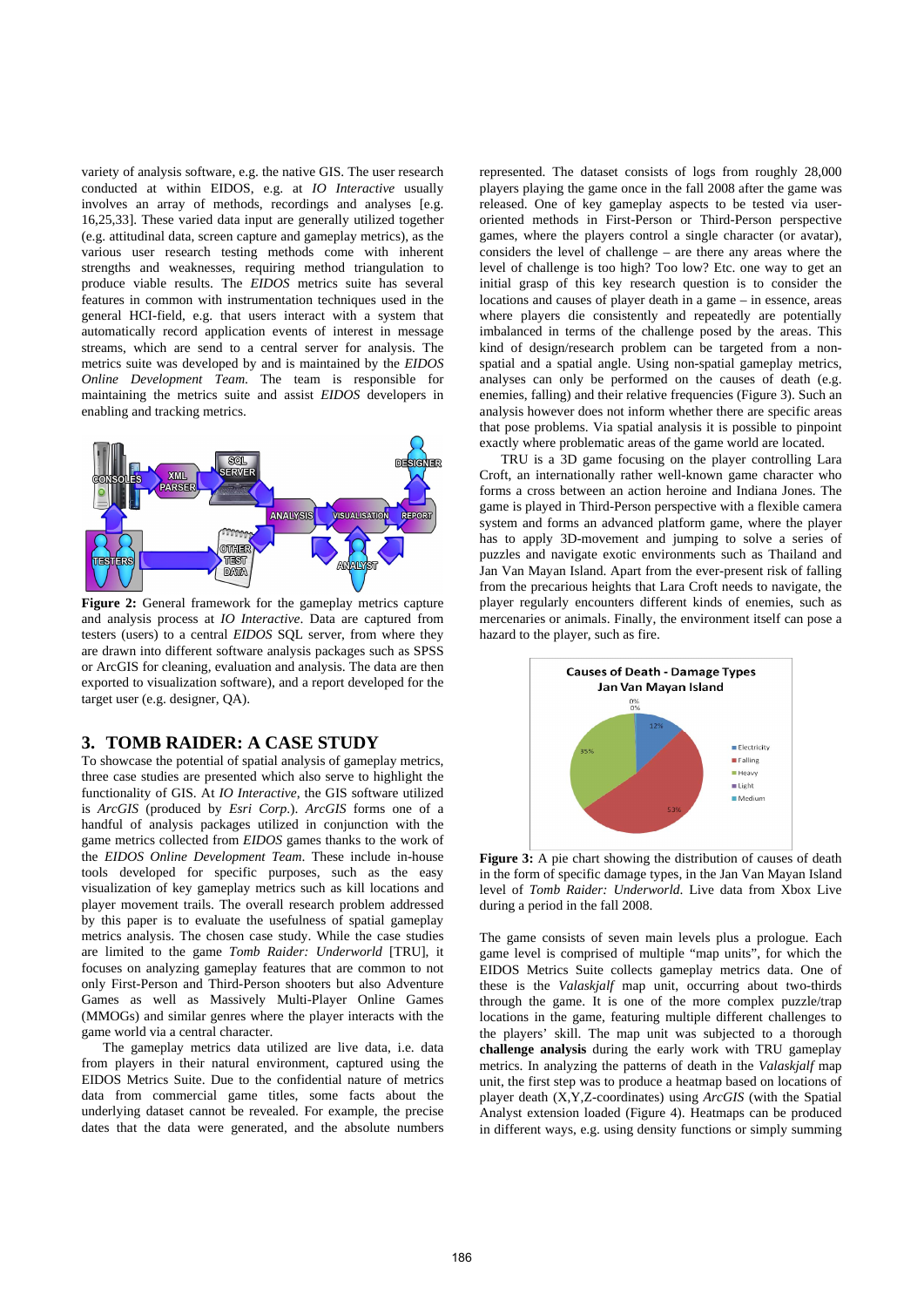variety of analysis software, e.g. the native GIS. The user research conducted at within EIDOS, e.g. at *IO Interactive* usually involves an array of methods, recordings and analyses [e.g. 16,25,33]. These varied data input are generally utilized together (e.g. attitudinal data, screen capture and gameplay metrics), as the various user research testing methods come with inherent strengths and weaknesses, requiring method triangulation to produce viable results. The *EIDOS* metrics suite has several features in common with instrumentation techniques used in the general HCI-field, e.g. that users interact with a system that automatically record application events of interest in message streams, which are send to a central server for analysis. The metrics suite was developed by and is maintained by the *EIDOS Online Development Team*. The team is responsible for maintaining the metrics suite and assist *EIDOS* developers in enabling and tracking metrics.

**Figure 2:** General framework for the gameplay metrics capture and analysis process at *IO Interactive*. Data are captured from testers (users) to a central *EIDOS* SQL server, from where they are drawn into different software analysis packages such as SPSS or ArcGIS for cleaning, evaluation and analysis. The data are then exported to visualization software), and a report developed for the target user (e.g. designer, QA).

## 3. TOMB RAIDER: A CASE STUDY

To showcase the potential of spatial analysis of gameplay metrics, three case studies are presented which also serve to highlight the functionality of GIS. At *IO Interactive*, the GIS software utilized is *ArcGIS* (produced by *Esri Corp*.). *ArcGIS* forms one of a handful of analysis packages utilized in conjunction with the game metrics collected from *EIDOS* games thanks to the work of the *EIDOS Online Development Team*. These include in-house tools developed for specific purposes, such as the easy visualization of key gameplay metrics such as kill locations and player movement trails. The overall research problem addressed by this paper is to evaluate the usefulness of spatial gameplay metrics analysis. The chosen case study. While the case studies are limited to the game *Tomb Raider: Underworld* [TRU], it focuses on analyzing gameplay features that are common to not only First-Person and Third-Person shooters but also Adventure Games as well as Massively Multi-Player Online Games (MMOGs) and similar genres where the player interacts with the game world via a central character.

The gameplay metrics data utilized are live data, i.e. data from players in their natural environment, captured using the EIDOS Metrics Suite. Due to the confidential nature of metrics data from commercial game titles, some facts about the underlying dataset cannot be revealed. For example, the precise dates that the data were generated, and the absolute numbers represented. The dataset consists of logs from roughly 28,000 players playing the game once in the fall 2008 after the game was released. One of key gameplay aspects to be tested via user-oriented methods in First-Person or Third-Person perspective games, where the players control a single character (or avatar), considers the level of challenge – are there any areas where the level of challenge is too high? Too low? Etc. one way to get an initial grasp of this key research question is to consider the locations and causes of player death in a game – in essence, areas where players die consistently and repeatedly are potentially imbalanced in terms of the challenge posed by the areas. This kind of design/research problem can be targeted from a non-spatial and a spatial angle. Using non-spatial gameplay metrics, analyses can only be performed on the causes of death (e.g. enemies, falling) and their relative frequencies (Figure 3). Such an analysis however does not inform whether there are specific areas that pose problems. Via spatial analysis it is possible to pinpoint exactly where problematic areas of the game world are located.

TRU is a 3D game focusing on the player controlling Lara Croft, an internationally rather well-known game character who forms a cross between an action heroine and Indiana Jones. The game is played in Third-Person perspective with a flexible camera system and forms an advanced platform game, where the player has to apply 3D-movement and jumping to solve a series of puzzles and navigate exotic environments such as Thailand and Jan Van Mayan Island. Apart from the ever-present risk of falling from the precarious heights that Lara Croft needs to navigate, the player regularly encounters different kinds of enemies, such as mercenaries or animals. Finally, the environment itself can pose a hazard to the player, such as fire.

**Figure 3:** A pie chart showing the distribution of causes of death in the form of specific damage types, in the Jan Van Mayan Island level of *Tomb Raider: Underworld*. Live data from Xbox Live during a period in the fall 2008.

The game consists of seven main levels plus a prologue. Each game level is comprised of multiple "map units", for which the EIDOS Metrics Suite collects gameplay metrics data. One of these is the *Valaskjalf* map unit, occurring about two-thirds through the game. It is one of the more complex puzzle/trap locations in the game, featuring multiple different challenges to the players' skill. The map unit was subjected to a thorough **challenge analysis** during the early work with TRU gameplay metrics. In analyzing the patterns of death in the *Valaskjalf* map unit, the first step was to produce a heatmap based on locations of player death (X,Y,Z-coordinates) using *ArcGIS* (with the Spatial Analyst extension loaded (Figure 4). Heatmaps can be produced in different ways, e.g. using density functions or simply summing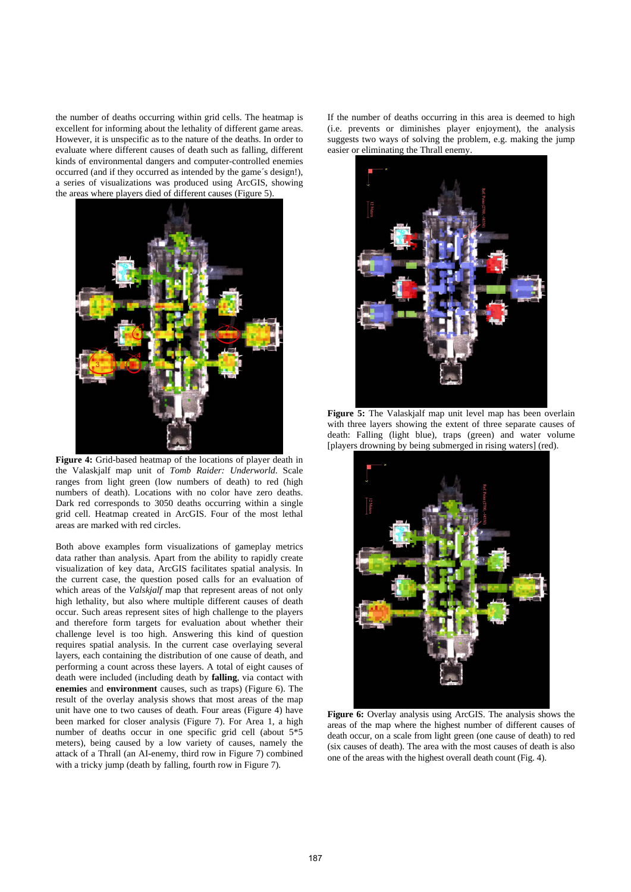the number of deaths occurring within grid cells. The heatmap is excellent for informing about the lethality of different game areas. However, it is unspecific as to the nature of the deaths. In order to evaluate where different causes of death such as falling, different kinds of environmental dangers and computer-controlled enemies occurred (and if they occurred as intended by the game´s design!), a series of visualizations was produced using ArcGIS, showing the areas where players died of different causes (Figure 5).

**Figure 4:** Grid-based heatmap of the locations of player death in the Valaskjalf map unit of *Tomb Raider: Underworld*. Scale ranges from light green (low numbers of death) to red (high numbers of death). Locations with no color have zero deaths. Dark red corresponds to 3050 deaths occurring within a single grid cell. Heatmap created in ArcGIS. Four of the most lethal areas are marked with red circles.

Both above examples form visualizations of gameplay metrics data rather than analysis. Apart from the ability to rapidly create visualization of key data, ArcGIS facilitates spatial analysis. In the current case, the question posed calls for an evaluation of which areas of the *Valskjalf* map that represent areas of not only high lethality, but also where multiple different causes of death occur. Such areas represent sites of high challenge to the players and therefore form targets for evaluation about whether their challenge level is too high. Answering this kind of question requires spatial analysis. In the current case overlaying several layers, each containing the distribution of one cause of death, and performing a count across these layers. A total of eight causes of death were included (including death by **falling**, via contact with **enemies** and **environment** causes, such as traps) (Figure 6). The result of the overlay analysis shows that most areas of the map unit have one to two causes of death. Four areas (Figure 4) have been marked for closer analysis (Figure 7). For Area 1, a high number of deaths occur in one specific grid cell (about 5*5 meters), being caused by a low variety of causes, namely the attack of a Thrall (an AI-enemy, third row in Figure 7) combined with a tricky jump (death by falling, fourth row in Figure 7).

If the number of deaths occurring in this area is deemed to high (i.e. prevents or diminishes player enjoyment), the analysis suggests two ways of solving the problem, e.g. making the jump easier or eliminating the Thrall enemy.

**Figure 5:** The Valaskjalf map unit level map has been overlain with three layers showing the extent of three separate causes of death: Falling (light blue), traps (green) and water volume [players drowning by being submerged in rising waters] (red).

**Figure 6:** Overlay analysis using ArcGIS. The analysis shows the areas of the map where the highest number of different causes of death occur, on a scale from light green (one cause of death) to red (six causes of death). The area with the most causes of death is also one of the areas with the highest overall death count (Fig. 4).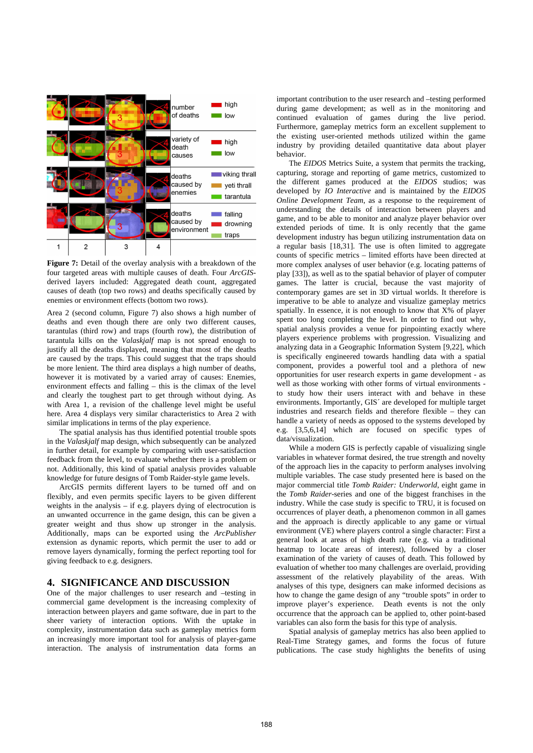**Figure 7:** Detail of the overlay analysis with a breakdown of the four targeted areas with multiple causes of death. Four *ArcGIS*-derived layers included: Aggregated death count, aggregated causes of death (top two rows) and deaths specifically caused by enemies or environment effects (bottom two rows).

Area 2 (second column, Figure 7) also shows a high number of deaths and even though there are only two different causes, tarantulas (third row) and traps (fourth row), the distribution of tarantula kills on the *Valaskjalf* map is not spread enough to justify all the deaths displayed, meaning that most of the deaths are caused by the traps. This could suggest that the traps should be more lenient. The third area displays a high number of deaths, however it is motivated by a varied array of causes: Enemies, environment effects and falling – this is the climax of the level and clearly the toughest part to get through without dying. As with Area 1, a revision of the challenge level might be useful here. Area 4 displays very similar characteristics to Area 2 with similar implications in terms of the play experience.

The spatial analysis has thus identified potential trouble spots in the *Valaskjalf* map design, which subsequently can be analyzed in further detail, for example by comparing with user-satisfaction feedback from the level, to evaluate whether there is a problem or not. Additionally, this kind of spatial analysis provides valuable knowledge for future designs of Tomb Raider-style game levels.

ArcGIS permits different layers to be turned off and on flexibly, and even permits specific layers to be given different weights in the analysis – if e.g. players dying of electrocution is an unwanted occurrence in the game design, this can be given a greater weight and thus show up stronger in the analysis. Additionally, maps can be exported using the *ArcPublisher* extension as dynamic reports, which permit the user to add or remove layers dynamically, forming the perfect reporting tool for giving feedback to e.g. designers.

## 4. SIGNIFICANCE AND DISCUSSION

One of the major challenges to user research and –testing in commercial game development is the increasing complexity of interaction between players and game software, due in part to the sheer variety of interaction options. With the uptake in complexity, instrumentation data such as gameplay metrics form an increasingly more important tool for analysis of player-game interaction. The analysis of instrumentation data forms an important contribution to the user research and –testing performed during game development; as well as in the monitoring and continued evaluation of games during the live period. Furthermore, gameplay metrics form an excellent supplement to the existing user-oriented methods utilized within the game industry by providing detailed quantitative data about player behavior.

The *EIDOS* Metrics Suite, a system that permits the tracking, capturing, storage and reporting of game metrics, customized to the different games produced at the *EIDOS* studios; was developed by *IO Interactive* and is maintained by the *EIDOS Online Development Team*, as a response to the requirement of understanding the details of interaction between players and game, and to be able to monitor and analyze player behavior over extended periods of time. It is only recently that the game development industry has begun utilizing instrumentation data on a regular basis [18,31]. The use is often limited to aggregate counts of specific metrics – limited efforts have been directed at more complex analyses of user behavior (e.g. locating patterns of play [33]), as well as to the spatial behavior of player of computer games. The latter is crucial, because the vast majority of contemporary games are set in 3D virtual worlds. It therefore is imperative to be able to analyze and visualize gameplay metrics spatially. In essence, it is not enough to know that X% of player spent too long completing the level. In order to find out why, spatial analysis provides a venue for pinpointing exactly where players experience problems with progression. Visualizing and analyzing data in a Geographic Information System [9,22], which is specifically engineered towards handling data with a spatial component, provides a powerful tool and a plethora of new opportunities for user research experts in game development - as well as those working with other forms of virtual environments - to study how their users interact with and behave in these environments. Importantly, GIS´ are developed for multiple target industries and research fields and therefore flexible – they can handle a variety of needs as opposed to the systems developed by e.g. [3,5,6,14] which are focused on specific types of data/visualization.

While a modern GIS is perfectly capable of visualizing single variables in whatever format desired, the true strength and novelty of the approach lies in the capacity to perform analyses involving multiple variables. The case study presented here is based on the major commercial title *Tomb Raider: Underworld*, eight game in the *Tomb Raider*-series and one of the biggest franchises in the industry. While the case study is specific to TRU, it is focused on occurrences of player death, a phenomenon common in all games and the approach is directly applicable to any game or virtual environment (VE) where players control a single character: First a general look at areas of high death rate (e.g. via a traditional heatmap to locate areas of interest), followed by a closer examination of the variety of causes of death. This followed by evaluation of whether too many challenges are overlaid, providing assessment of the relatively playability of the areas. With analyses of this type, designers can make informed decisions as how to change the game design of any "trouble spots" in order to improve player's experience. Death events is not the only occurrence that the approach can be applied to, other point-based variables can also form the basis for this type of analysis.

Spatial analysis of gameplay metrics has also been applied to Real-Time Strategy games, and forms the focus of future publications. The case study highlights the benefits of using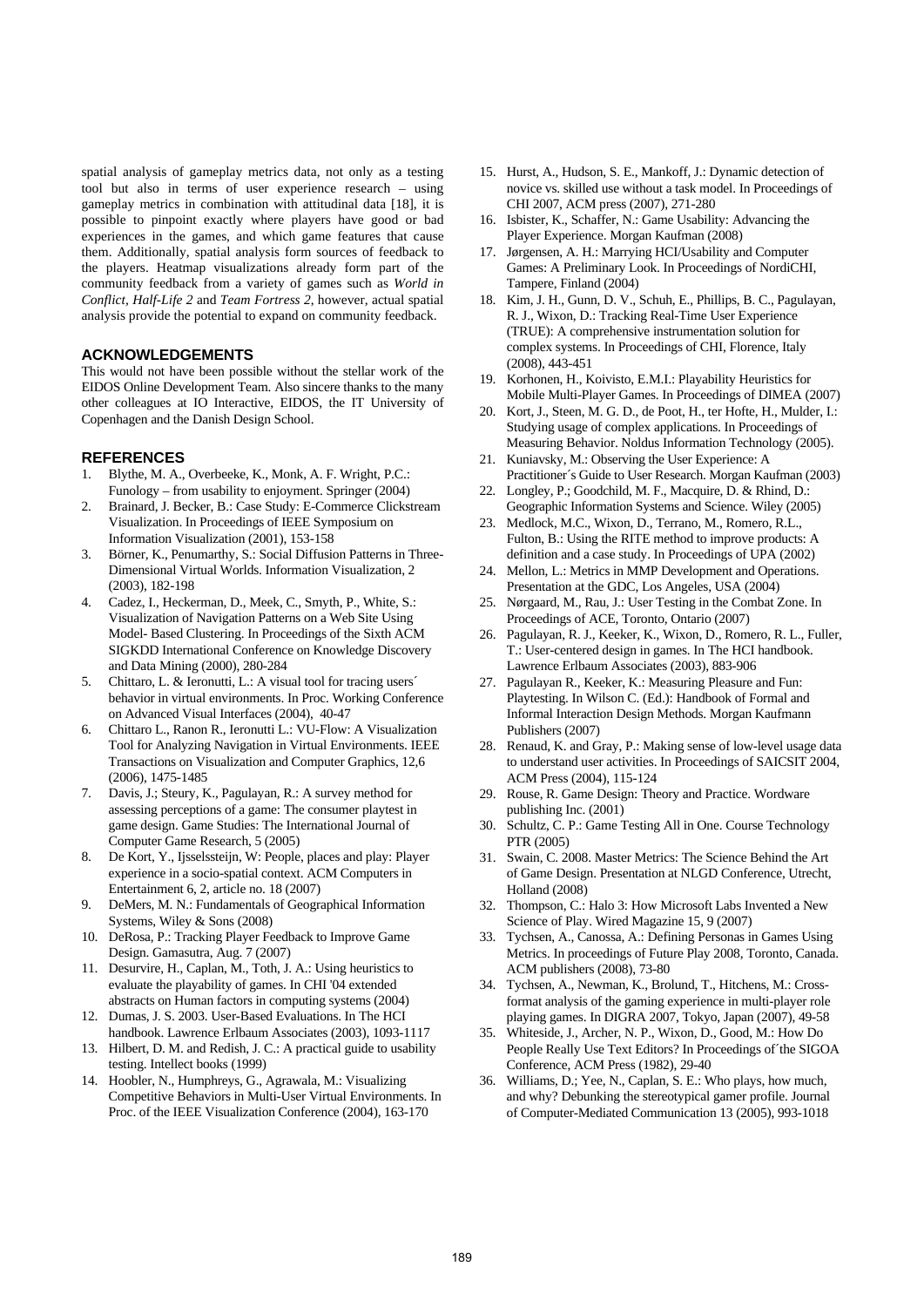spatial analysis of gameplay metrics data, not only as a testing tool but also in terms of user experience research – using gameplay metrics in combination with attitudinal data [18], it is possible to pinpoint exactly where players have good or bad experiences in the games, and which game features that cause them. Additionally, spatial analysis form sources of feedback to the players. Heatmap visualizations already form part of the community feedback from a variety of games such as *World in Conflict*, *Half-Life 2* and *Team Fortress 2*, however, actual spatial analysis provide the potential to expand on community feedback.

## ACKNOWLEDGEMENTS

This would not have been possible without the stellar work of the EIDOS Online Development Team. Also sincere thanks to the many other colleagues at IO Interactive, EIDOS, the IT University of Copenhagen and the Danish Design School.

## REFERENCES

1. Blythe, M. A., Overbeeke, K., Monk, A. F. Wright, P.C.: Funology – from usability to enjoyment. Springer (2004)
2. Brainard, J. Becker, B.: Case Study: E-Commerce Clickstream Visualization. In Proceedings of IEEE Symposium on Information Visualization (2001), 153-158
3. Börner, K., Penumarthy, S.: Social Diffusion Patterns in Three-Dimensional Virtual Worlds. Information Visualization, 2 (2003), 182-198
4. Cadez, I., Heckerman, D., Meek, C., Smyth, P., White, S.: Visualization of Navigation Patterns on a Web Site Using Model- Based Clustering. In Proceedings of the Sixth ACM SIGKDD International Conference on Knowledge Discovery and Data Mining (2000), 280-284
5. Chittaro, L. & Ieronutti, L.: A visual tool for tracing users´ behavior in virtual environments. In Proc. Working Conference on Advanced Visual Interfaces (2004), 40-47
6. Chittaro L., Ranon R., Ieronutti L.: VU-Flow: A Visualization Tool for Analyzing Navigation in Virtual Environments. IEEE Transactions on Visualization and Computer Graphics, 12,6 (2006), 1475-1485
7. Davis, J.; Steury, K., Pagulayan, R.: A survey method for assessing perceptions of a game: The consumer playtest in game design. Game Studies: The International Journal of Computer Game Research, 5 (2005)
8. De Kort, Y., Ijsselssteijn, W: People, places and play: Player experience in a socio-spatial context. ACM Computers in Entertainment 6, 2, article no. 18 (2007)
9. DeMers, M. N.: Fundamentals of Geographical Information Systems, Wiley & Sons (2008)
10. DeRosa, P.: Tracking Player Feedback to Improve Game Design. Gamasutra, Aug. 7 (2007)
11. Desurvire, H., Caplan, M., Toth, J. A.: Using heuristics to evaluate the playability of games. In CHI '04 extended abstracts on Human factors in computing systems (2004)
12. Dumas, J. S. 2003. User-Based Evaluations. In The HCI handbook. Lawrence Erlbaum Associates (2003), 1093-1117
13. Hilbert, D. M. and Redish, J. C.: A practical guide to usability testing. Intellect books (1999)
14. Hoobler, N., Humphreys, G., Agrawala, M.: Visualizing Competitive Behaviors in Multi-User Virtual Environments. In Proc. of the IEEE Visualization Conference (2004), 163-170
15. Hurst, A., Hudson, S. E., Mankoff, J.: Dynamic detection of novice vs. skilled use without a task model. In Proceedings of CHI 2007, ACM press (2007), 271-280
16. Isbister, K., Schaffer, N.: Game Usability: Advancing the Player Experience. Morgan Kaufman (2008)
17. Jørgensen, A. H.: Marrying HCI/Usability and Computer Games: A Preliminary Look. In Proceedings of NordiCHI, Tampere, Finland (2004)
18. Kim, J. H., Gunn, D. V., Schuh, E., Phillips, B. C., Pagulayan, R. J., Wixon, D.: Tracking Real-Time User Experience (TRUE): A comprehensive instrumentation solution for complex systems. In Proceedings of CHI, Florence, Italy (2008), 443-451
19. Korhonen, H., Koivisto, E.M.I.: Playability Heuristics for Mobile Multi-Player Games. In Proceedings of DIMEA (2007)
20. Kort, J., Steen, M. G. D., de Poot, H., ter Hofte, H., Mulder, I.: Studying usage of complex applications. In Proceedings of Measuring Behavior. Noldus Information Technology (2005).
21. Kuniavsky, M.: Observing the User Experience: A Practitioner´s Guide to User Research. Morgan Kaufman (2003)
22. Longley, P.; Goodchild, M. F., Macquire, D. & Rhind, D.: Geographic Information Systems and Science. Wiley (2005)
23. Medlock, M.C., Wixon, D., Terrano, M., Romero, R.L., Fulton, B.: Using the RITE method to improve products: A definition and a case study. In Proceedings of UPA (2002)
24. Mellon, L.: Metrics in MMP Development and Operations. Presentation at the GDC, Los Angeles, USA (2004)
25. Nørgaard, M., Rau, J.: User Testing in the Combat Zone. In Proceedings of ACE, Toronto, Ontario (2007)
26. Pagulayan, R. J., Keeker, K., Wixon, D., Romero, R. L., Fuller, T.: User-centered design in games. In The HCI handbook. Lawrence Erlbaum Associates (2003), 883-906
27. Pagulayan R., Keeker, K.: Measuring Pleasure and Fun: Playtesting. In Wilson C. (Ed.): Handbook of Formal and Informal Interaction Design Methods. Morgan Kaufmann Publishers (2007)
28. Renaud, K. and Gray, P.: Making sense of low-level usage data to understand user activities. In Proceedings of SAICSIT 2004, ACM Press (2004), 115-124
29. Rouse, R. Game Design: Theory and Practice. Wordware publishing Inc. (2001)
30. Schultz, C. P.: Game Testing All in One. Course Technology PTR (2005)
31. Swain, C. 2008. Master Metrics: The Science Behind the Art of Game Design. Presentation at NLGD Conference, Utrecht, Holland (2008)
32. Thompson, C.: Halo 3: How Microsoft Labs Invented a New Science of Play. Wired Magazine 15, 9 (2007)
33. Tychsen, A., Canossa, A.: Defining Personas in Games Using Metrics. In proceedings of Future Play 2008, Toronto, Canada. ACM publishers (2008), 73-80
34. Tychsen, A., Newman, K., Brolund, T., Hitchens, M.: Cross-format analysis of the gaming experience in multi-player role playing games. In DIGRA 2007, Tokyo, Japan (2007), 49-58
35. Whiteside, J., Archer, N. P., Wixon, D., Good, M.: How Do People Really Use Text Editors? In Proceedings of´the SIGOA Conference, ACM Press (1982), 29-40
36. Williams, D.; Yee, N., Caplan, S. E.: Who plays, how much, and why? Debunking the stereotypical gamer profile. Journal of Computer-Mediated Communication 13 (2005), 993-1018